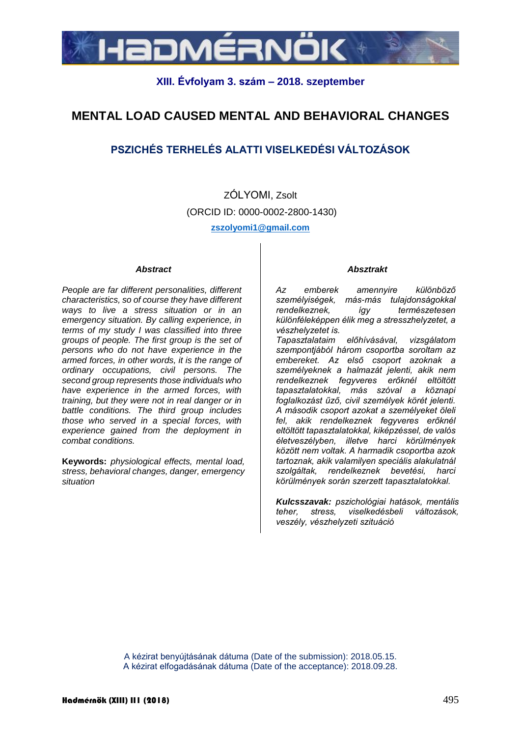# MENTAL LOAD CAUSED MENTAL AND BEHAVIORAL CHANGES

## PSZICHÉS TERHELÉS ALATTI VISELKEDÉSI VÁLTOZÁSOK

ZÓLYOMI, Zsolt

(ORCID ID: 0000-0002-2800-1430)

zszolyomi1@gmail.com

### Abstract

*People are far different personalities, different characteristics, so of course they have different ways to live a stress situation or in an emergency situation. By calling experience, in terms of my study I was classified into three groups of people. The first group is the set of persons who do not have experience in the armed forces, in other words, it is the range of ordinary occupations, civil persons. The second group represents those individuals who have experience in the armed forces, with training, but they were not in real danger or in battle conditions. The third group includes those who served in a special forces, with experience gained from the deployment in combat conditions.*

**Keywords:** *physiological effects, mental load, stress, behavioral changes, danger, emergency situation*

### Absztrakt

*Az emberek amennyire különböző személyiségek, más-más tulajdonságokkal rendelkeznek, így természetesen különféleképpen élik meg a stresszhelyzetet, a vészhelyzetet is.*
*Tapasztalataim előhívásával, vizsgálatom szempontjából három csoportba soroltam az embereket. Az első csoport azoknak a személyeknek a halmazát jelenti, akik nem rendelkeznek fegyveres erőknél eltöltött tapasztalatokkal, más szóval a köznapi foglalkozást űző, civil személyek körét jelenti. A második csoport azokat a személyeket öleli fel, akik rendelkeznek fegyveres erőknél eltöltött tapasztalatokkal, kiképzéssel, de valós életveszélyben, illetve harci körülmények között nem voltak. A harmadik csoportba azok tartoznak, akik valamilyen speciális alakulatnál szolgáltak, rendelkeznek bevetési, harci körülmények során szerzett tapasztalatokkal.*

***Kulcsszavak:*** *pszichológiai hatások, mentális teher, stress, viselkedésbeli változások, veszély, vészhelyzeti szituáció*

A kézirat benyújtásának dátuma (Date of the submission): 2018.05.15.
A kézirat elfogadásának dátuma (Date of the acceptance): 2018.09.28.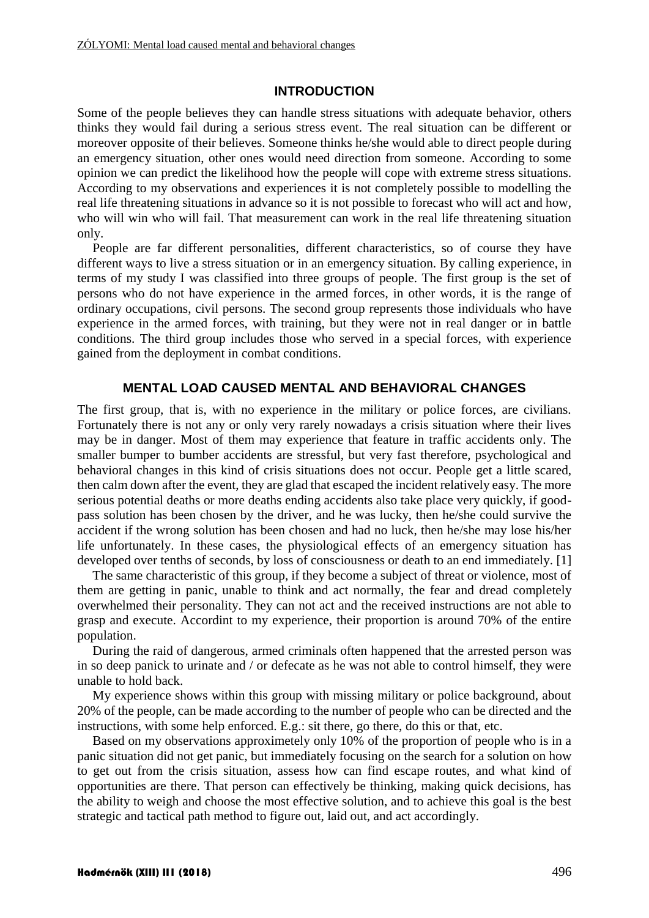## INTRODUCTION

Some of the people believes they can handle stress situations with adequate behavior, others thinks they would fail during a serious stress event. The real situation can be different or moreover opposite of their believes. Someone thinks he/she would able to direct people during an emergency situation, other ones would need direction from someone. According to some opinion we can predict the likelihood how the people will cope with extreme stress situations. According to my observations and experiences it is not completely possible to modelling the real life threatening situations in advance so it is not possible to forecast who will act and how, who will win who will fail. That measurement can work in the real life threatening situation only.

People are far different personalities, different characteristics, so of course they have different ways to live a stress situation or in an emergency situation. By calling experience, in terms of my study I was classified into three groups of people. The first group is the set of persons who do not have experience in the armed forces, in other words, it is the range of ordinary occupations, civil persons. The second group represents those individuals who have experience in the armed forces, with training, but they were not in real danger or in battle conditions. The third group includes those who served in a special forces, with experience gained from the deployment in combat conditions.

## MENTAL LOAD CAUSED MENTAL AND BEHAVIORAL CHANGES

The first group, that is, with no experience in the military or police forces, are civilians. Fortunately there is not any or only very rarely nowadays a crisis situation where their lives may be in danger. Most of them may experience that feature in traffic accidents only. The smaller bumper to bumber accidents are stressful, but very fast therefore, psychological and behavioral changes in this kind of crisis situations does not occur. People get a little scared, then calm down after the event, they are glad that escaped the incident relatively easy. The more serious potential deaths or more deaths ending accidents also take place very quickly, if good-pass solution has been chosen by the driver, and he was lucky, then he/she could survive the accident if the wrong solution has been chosen and had no luck, then he/she may lose his/her life unfortunately. In these cases, the physiological effects of an emergency situation has developed over tenths of seconds, by loss of consciousness or death to an end immediately. [1]

The same characteristic of this group, if they become a subject of threat or violence, most of them are getting in panic, unable to think and act normally, the fear and dread completely overwhelmed their personality. They can not act and the received instructions are not able to grasp and execute. Accordint to my experience, their proportion is around 70% of the entire population.

During the raid of dangerous, armed criminals often happened that the arrested person was in so deep panick to urinate and / or defecate as he was not able to control himself, they were unable to hold back.

My experience shows within this group with missing military or police background, about 20% of the people, can be made according to the number of people who can be directed and the instructions, with some help enforced. E.g.: sit there, go there, do this or that, etc.

Based on my observations approximetely only 10% of the proportion of people who is in a panic situation did not get panic, but immediately focusing on the search for a solution on how to get out from the crisis situation, assess how can find escape routes, and what kind of opportunities are there. That person can effectively be thinking, making quick decisions, has the ability to weigh and choose the most effective solution, and to achieve this goal is the best strategic and tactical path method to figure out, laid out, and act accordingly.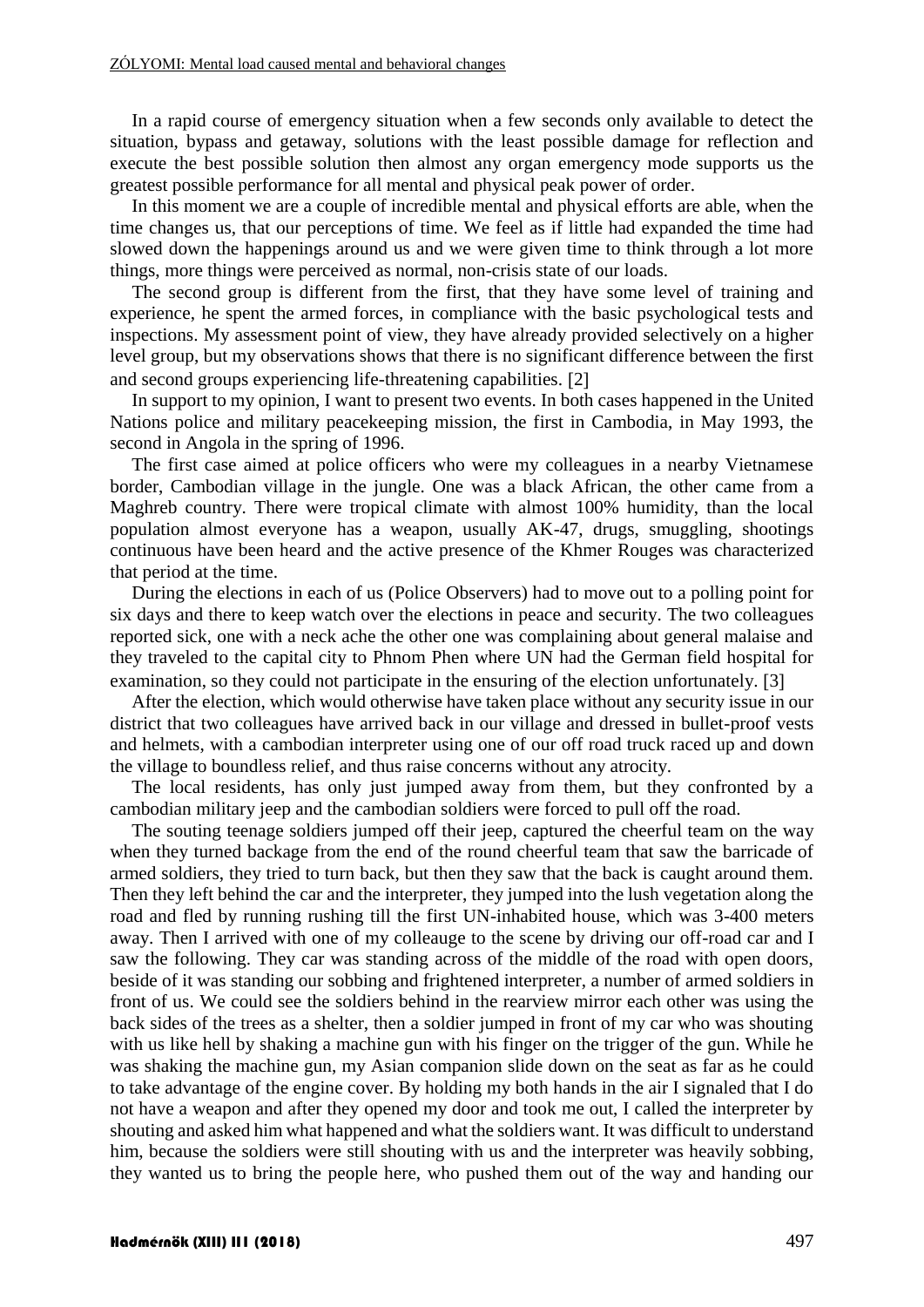In a rapid course of emergency situation when a few seconds only available to detect the situation, bypass and getaway, solutions with the least possible damage for reflection and execute the best possible solution then almost any organ emergency mode supports us the greatest possible performance for all mental and physical peak power of order.

In this moment we are a couple of incredible mental and physical efforts are able, when the time changes us, that our perceptions of time. We feel as if little had expanded the time had slowed down the happenings around us and we were given time to think through a lot more things, more things were perceived as normal, non-crisis state of our loads.

The second group is different from the first, that they have some level of training and experience, he spent the armed forces, in compliance with the basic psychological tests and inspections. My assessment point of view, they have already provided selectively on a higher level group, but my observations shows that there is no significant difference between the first and second groups experiencing life-threatening capabilities. [2]

In support to my opinion, I want to present two events. In both cases happened in the United Nations police and military peacekeeping mission, the first in Cambodia, in May 1993, the second in Angola in the spring of 1996.

The first case aimed at police officers who were my colleagues in a nearby Vietnamese border, Cambodian village in the jungle. One was a black African, the other came from a Maghreb country. There were tropical climate with almost 100% humidity, than the local population almost everyone has a weapon, usually AK-47, drugs, smuggling, shootings continuous have been heard and the active presence of the Khmer Rouges was characterized that period at the time.

During the elections in each of us (Police Observers) had to move out to a polling point for six days and there to keep watch over the elections in peace and security. The two colleagues reported sick, one with a neck ache the other one was complaining about general malaise and they traveled to the capital city to Phnom Phen where UN had the German field hospital for examination, so they could not participate in the ensuring of the election unfortunately. [3]

After the election, which would otherwise have taken place without any security issue in our district that two colleagues have arrived back in our village and dressed in bullet-proof vests and helmets, with a cambodian interpreter using one of our off road truck raced up and down the village to boundless relief, and thus raise concerns without any atrocity.

The local residents, has only just jumped away from them, but they confronted by a cambodian military jeep and the cambodian soldiers were forced to pull off the road.

The souting teenage soldiers jumped off their jeep, captured the cheerful team on the way when they turned backage from the end of the round cheerful team that saw the barricade of armed soldiers, they tried to turn back, but then they saw that the back is caught around them. Then they left behind the car and the interpreter, they jumped into the lush vegetation along the road and fled by running rushing till the first UN-inhabited house, which was 3-400 meters away. Then I arrived with one of my colleauge to the scene by driving our off-road car and I saw the following. They car was standing across of the middle of the road with open doors, beside of it was standing our sobbing and frightened interpreter, a number of armed soldiers in front of us. We could see the soldiers behind in the rearview mirror each other was using the back sides of the trees as a shelter, then a soldier jumped in front of my car who was shouting with us like hell by shaking a machine gun with his finger on the trigger of the gun. While he was shaking the machine gun, my Asian companion slide down on the seat as far as he could to take advantage of the engine cover. By holding my both hands in the air I signaled that I do not have a weapon and after they opened my door and took me out, I called the interpreter by shouting and asked him what happened and what the soldiers want. It was difficult to understand him, because the soldiers were still shouting with us and the interpreter was heavily sobbing, they wanted us to bring the people here, who pushed them out of the way and handing our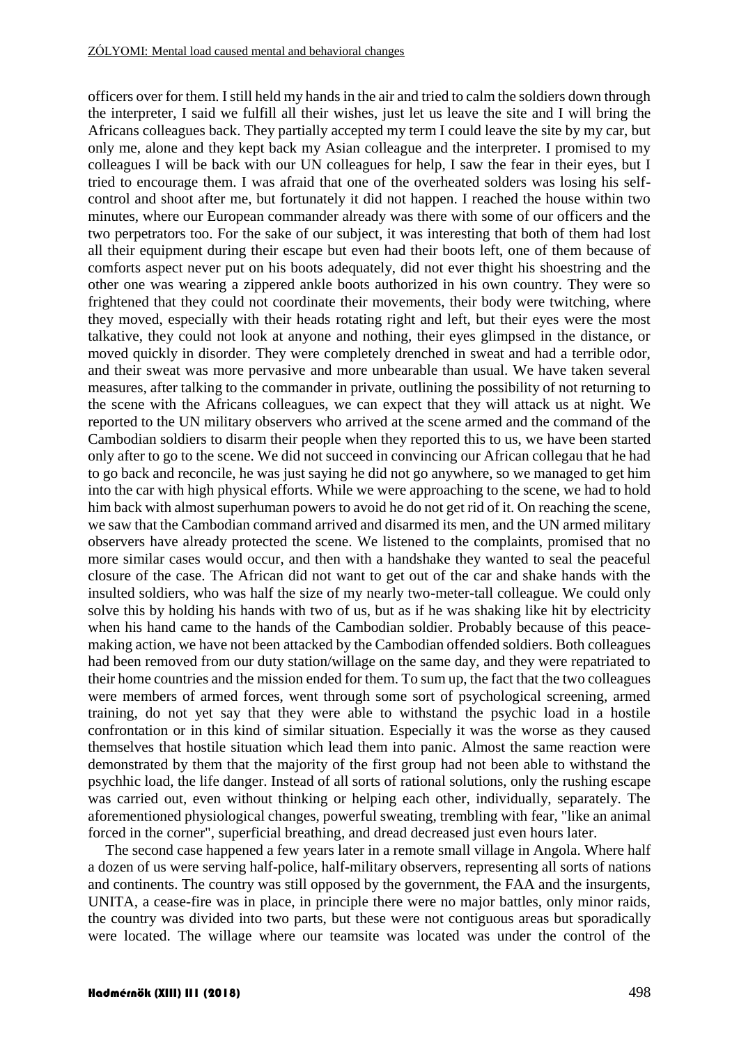officers over for them. I still held my hands in the air and tried to calm the soldiers down through the interpreter, I said we fulfill all their wishes, just let us leave the site and I will bring the Africans colleagues back. They partially accepted my term I could leave the site by my car, but only me, alone and they kept back my Asian colleague and the interpreter. I promised to my colleagues I will be back with our UN colleagues for help, I saw the fear in their eyes, but I tried to encourage them. I was afraid that one of the overheated solders was losing his self-control and shoot after me, but fortunately it did not happen. I reached the house within two minutes, where our European commander already was there with some of our officers and the two perpetrators too. For the sake of our subject, it was interesting that both of them had lost all their equipment during their escape but even had their boots left, one of them because of comforts aspect never put on his boots adequately, did not ever thight his shoestring and the other one was wearing a zippered ankle boots authorized in his own country. They were so frightened that they could not coordinate their movements, their body were twitching, where they moved, especially with their heads rotating right and left, but their eyes were the most talkative, they could not look at anyone and nothing, their eyes glimpsed in the distance, or moved quickly in disorder. They were completely drenched in sweat and had a terrible odor, and their sweat was more pervasive and more unbearable than usual. We have taken several measures, after talking to the commander in private, outlining the possibility of not returning to the scene with the Africans colleagues, we can expect that they will attack us at night. We reported to the UN military observers who arrived at the scene armed and the command of the Cambodian soldiers to disarm their people when they reported this to us, we have been started only after to go to the scene. We did not succeed in convincing our African collegau that he had to go back and reconcile, he was just saying he did not go anywhere, so we managed to get him into the car with high physical efforts. While we were approaching to the scene, we had to hold him back with almost superhuman powers to avoid he do not get rid of it. On reaching the scene, we saw that the Cambodian command arrived and disarmed its men, and the UN armed military observers have already protected the scene. We listened to the complaints, promised that no more similar cases would occur, and then with a handshake they wanted to seal the peaceful closure of the case. The African did not want to get out of the car and shake hands with the insulted soldiers, who was half the size of my nearly two-meter-tall colleague. We could only solve this by holding his hands with two of us, but as if he was shaking like hit by electricity when his hand came to the hands of the Cambodian soldier. Probably because of this peace-making action, we have not been attacked by the Cambodian offended soldiers. Both colleagues had been removed from our duty station/willage on the same day, and they were repatriated to their home countries and the mission ended for them. To sum up, the fact that the two colleagues were members of armed forces, went through some sort of psychological screening, armed training, do not yet say that they were able to withstand the psychic load in a hostile confrontation or in this kind of similar situation. Especially it was the worse as they caused themselves that hostile situation which lead them into panic. Almost the same reaction were demonstrated by them that the majority of the first group had not been able to withstand the psychhic load, the life danger. Instead of all sorts of rational solutions, only the rushing escape was carried out, even without thinking or helping each other, individually, separately. The aforementioned physiological changes, powerful sweating, trembling with fear, "like an animal forced in the corner", superficial breathing, and dread decreased just even hours later.

The second case happened a few years later in a remote small village in Angola. Where half a dozen of us were serving half-police, half-military observers, representing all sorts of nations and continents. The country was still opposed by the government, the FAA and the insurgents, UNITA, a cease-fire was in place, in principle there were no major battles, only minor raids, the country was divided into two parts, but these were not contiguous areas but sporadically were located. The willage where our teamsite was located was under the control of the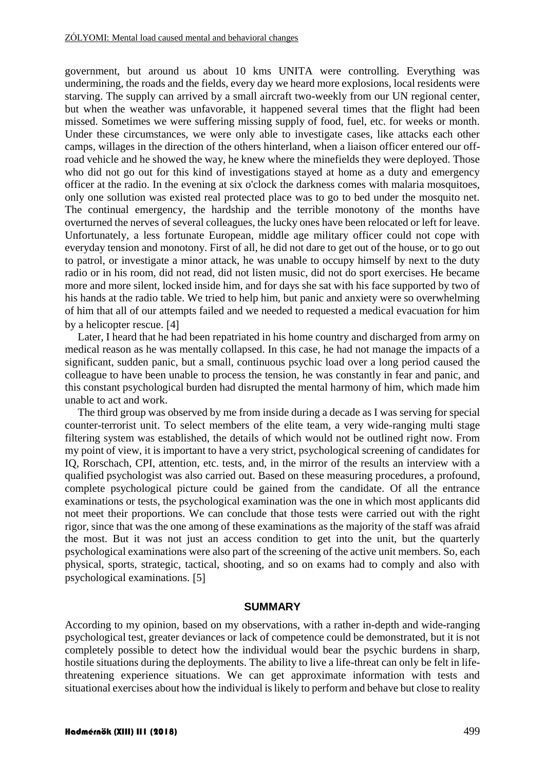government, but around us about 10 kms UNITA were controlling. Everything was undermining, the roads and the fields, every day we heard more explosions, local residents were starving. The supply can arrived by a small aircraft two-weekly from our UN regional center, but when the weather was unfavorable, it happened several times that the flight had been missed. Sometimes we were suffering missing supply of food, fuel, etc. for weeks or month. Under these circumstances, we were only able to investigate cases, like attacks each other camps, willages in the direction of the others hinterland, when a liaison officer entered our off-road vehicle and he showed the way, he knew where the minefields they were deployed. Those who did not go out for this kind of investigations stayed at home as a duty and emergency officer at the radio. In the evening at six o'clock the darkness comes with malaria mosquitoes, only one sollution was existed real protected place was to go to bed under the mosquito net. The continual emergency, the hardship and the terrible monotony of the months have overturned the nerves of several colleagues, the lucky ones have been relocated or left for leave. Unfortunately, a less fortunate European, middle age military officer could not cope with everyday tension and monotony. First of all, he did not dare to get out of the house, or to go out to patrol, or investigate a minor attack, he was unable to occupy himself by next to the duty radio or in his room, did not read, did not listen music, did not do sport exercises. He became more and more silent, locked inside him, and for days she sat with his face supported by two of his hands at the radio table. We tried to help him, but panic and anxiety were so overwhelming of him that all of our attempts failed and we needed to requested a medical evacuation for him by a helicopter rescue. [4]

Later, I heard that he had been repatriated in his home country and discharged from army on medical reason as he was mentally collapsed. In this case, he had not manage the impacts of a significant, sudden panic, but a small, continuous psychic load over a long period caused the colleague to have been unable to process the tension, he was constantly in fear and panic, and this constant psychological burden had disrupted the mental harmony of him, which made him unable to act and work.

The third group was observed by me from inside during a decade as I was serving for special counter-terrorist unit. To select members of the elite team, a very wide-ranging multi stage filtering system was established, the details of which would not be outlined right now. From my point of view, it is important to have a very strict, psychological screening of candidates for IQ, Rorschach, CPI, attention, etc. tests, and, in the mirror of the results an interview with a qualified psychologist was also carried out. Based on these measuring procedures, a profound, complete psychological picture could be gained from the candidate. Of all the entrance examinations or tests, the psychological examination was the one in which most applicants did not meet their proportions. We can conclude that those tests were carried out with the right rigor, since that was the one among of these examinations as the majority of the staff was afraid the most. But it was not just an access condition to get into the unit, but the quarterly psychological examinations were also part of the screening of the active unit members. So, each physical, sports, strategic, tactical, shooting, and so on exams had to comply and also with psychological examinations. [5]

## SUMMARY

According to my opinion, based on my observations, with a rather in-depth and wide-ranging psychological test, greater deviances or lack of competence could be demonstrated, but it is not completely possible to detect how the individual would bear the psychic burdens in sharp, hostile situations during the deployments. The ability to live a life-threat can only be felt in life-threatening experience situations. We can get approximate information with tests and situational exercises about how the individual is likely to perform and behave but close to reality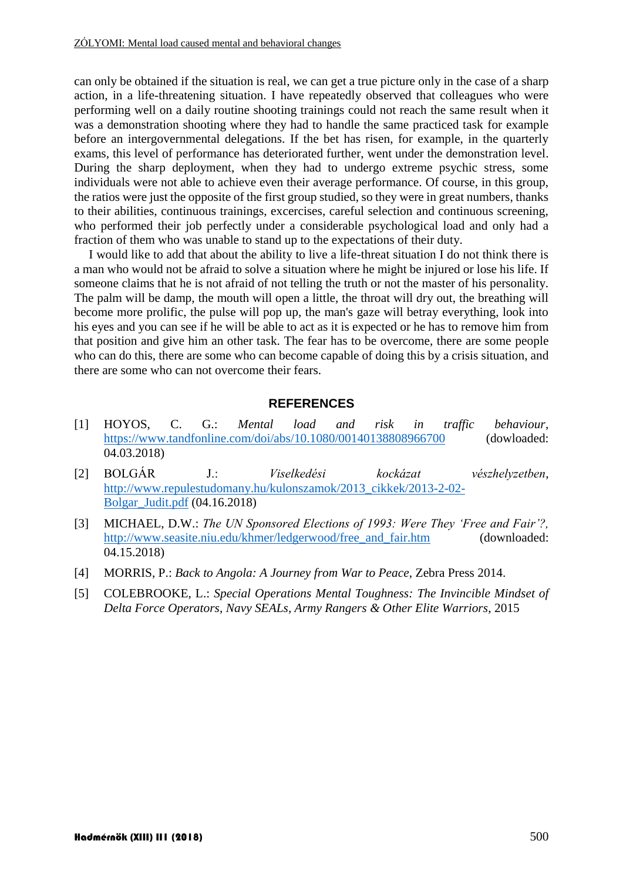can only be obtained if the situation is real, we can get a true picture only in the case of a sharp action, in a life-threatening situation. I have repeatedly observed that colleagues who were performing well on a daily routine shooting trainings could not reach the same result when it was a demonstration shooting where they had to handle the same practiced task for example before an intergovernmental delegations. If the bet has risen, for example, in the quarterly exams, this level of performance has deteriorated further, went under the demonstration level. During the sharp deployment, when they had to undergo extreme psychic stress, some individuals were not able to achieve even their average performance. Of course, in this group, the ratios were just the opposite of the first group studied, so they were in great numbers, thanks to their abilities, continuous trainings, excercises, careful selection and continuous screening, who performed their job perfectly under a considerable psychological load and only had a fraction of them who was unable to stand up to the expectations of their duty.

I would like to add that about the ability to live a life-threat situation I do not think there is a man who would not be afraid to solve a situation where he might be injured or lose his life. If someone claims that he is not afraid of not telling the truth or not the master of his personality. The palm will be damp, the mouth will open a little, the throat will dry out, the breathing will become more prolific, the pulse will pop up, the man's gaze will betray everything, look into his eyes and you can see if he will be able to act as it is expected or he has to remove him from that position and give him an other task. The fear has to be overcome, there are some people who can do this, there are some who can become capable of doing this by a crisis situation, and there are some who can not overcome their fears.

## REFERENCES

[1] HOYOS, C. G.: *Mental load and risk in traffic behaviour*, https://www.tandfonline.com/doi/abs/10.1080/00140138808966700 (dowloaded: 04.03.2018)

[2] BOLGÁR J.: *Viselkedési kockázat vészhelyzetben*, http://www.repulestudomany.hu/kulonszamok/2013_cikkek/2013-2-02-Bolgar_Judit.pdf (04.16.2018)

[3] MICHAEL, D.W.: *The UN Sponsored Elections of 1993: Were They 'Free and Fair'?,* http://www.seasite.niu.edu/khmer/ledgerwood/free_and_fair.htm (downloaded: 04.15.2018)

[4] MORRIS, P.: *Back to Angola: A Journey from War to Peace*, Zebra Press 2014.

[5] COLEBROOKE, L.: *Special Operations Mental Toughness: The Invincible Mindset of Delta Force Operators, Navy SEALs, Army Rangers & Other Elite Warriors*, 2015